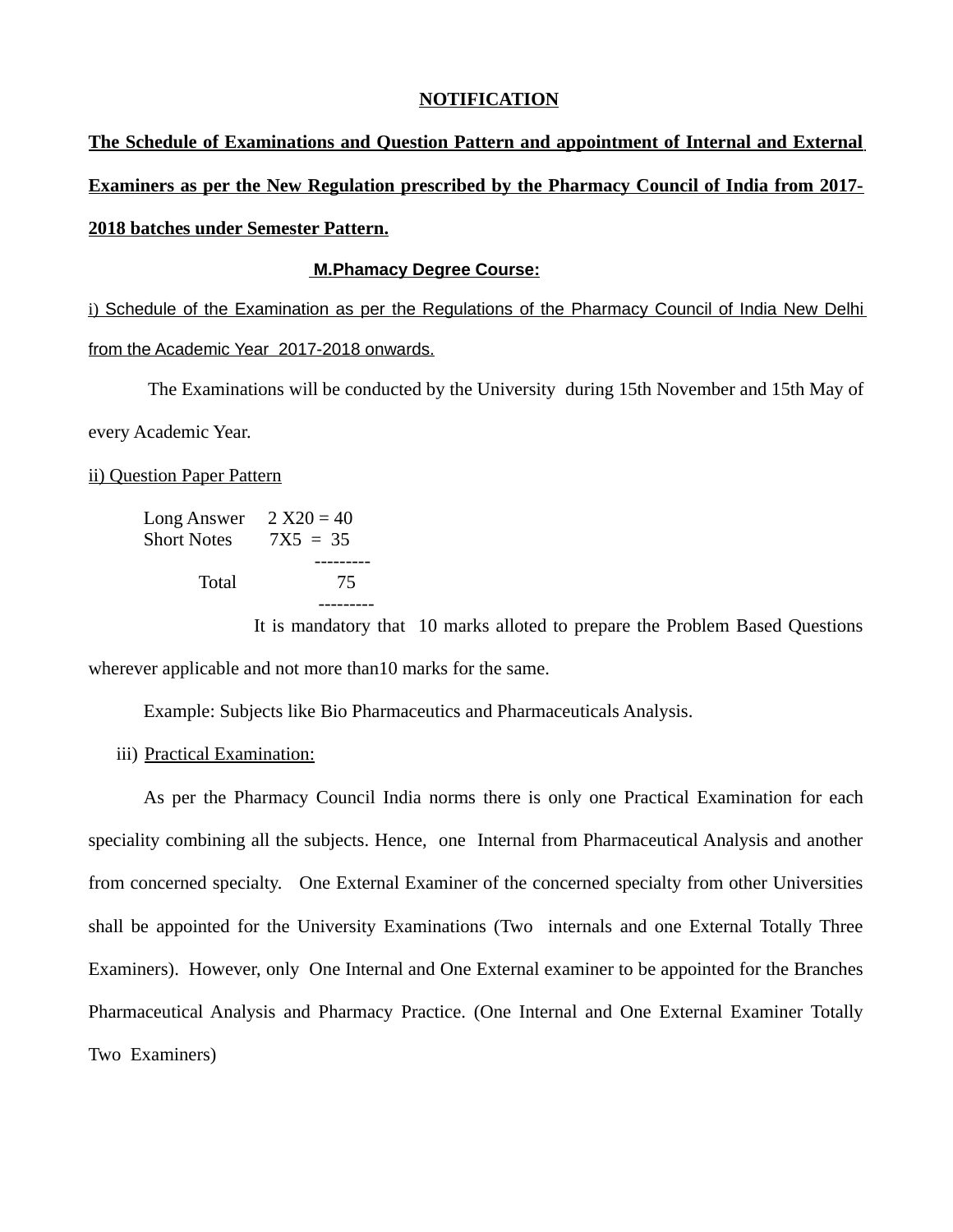**NOTIFICATION**

**The Schedule of Examinations and Question Pattern and appointment of Internal and External Examiners as per the New Regulation prescribed by the Pharmacy Council of India from 2017-2018 batches under Semester Pattern.**

**M.Phamacy Degree Course:**

i) Schedule of the Examination as per the Regulations of the Pharmacy Council of India New Delhi from the Academic Year 2017-2018 onwards.

The Examinations will be conducted by the University during 15th November and 15th May of every Academic Year.

ii) Question Paper Pattern

| | | |
|---|---|---|
| Long Answer | 2 X20 = | 40 |
| Short Notes | 7X5 = | 35 |
| Total | | 75 |

It is mandatory that 10 marks alloted to prepare the Problem Based Questions wherever applicable and not more than10 marks for the same.

Example: Subjects like Bio Pharmaceutics and Pharmaceuticals Analysis.

iii) Practical Examination:

As per the Pharmacy Council India norms there is only one Practical Examination for each speciality combining all the subjects. Hence, one Internal from Pharmaceutical Analysis and another from concerned specialty. One External Examiner of the concerned specialty from other Universities shall be appointed for the University Examinations (Two internals and one External Totally Three Examiners). However, only One Internal and One External examiner to be appointed for the Branches Pharmaceutical Analysis and Pharmacy Practice. (One Internal and One External Examiner Totally Two Examiners)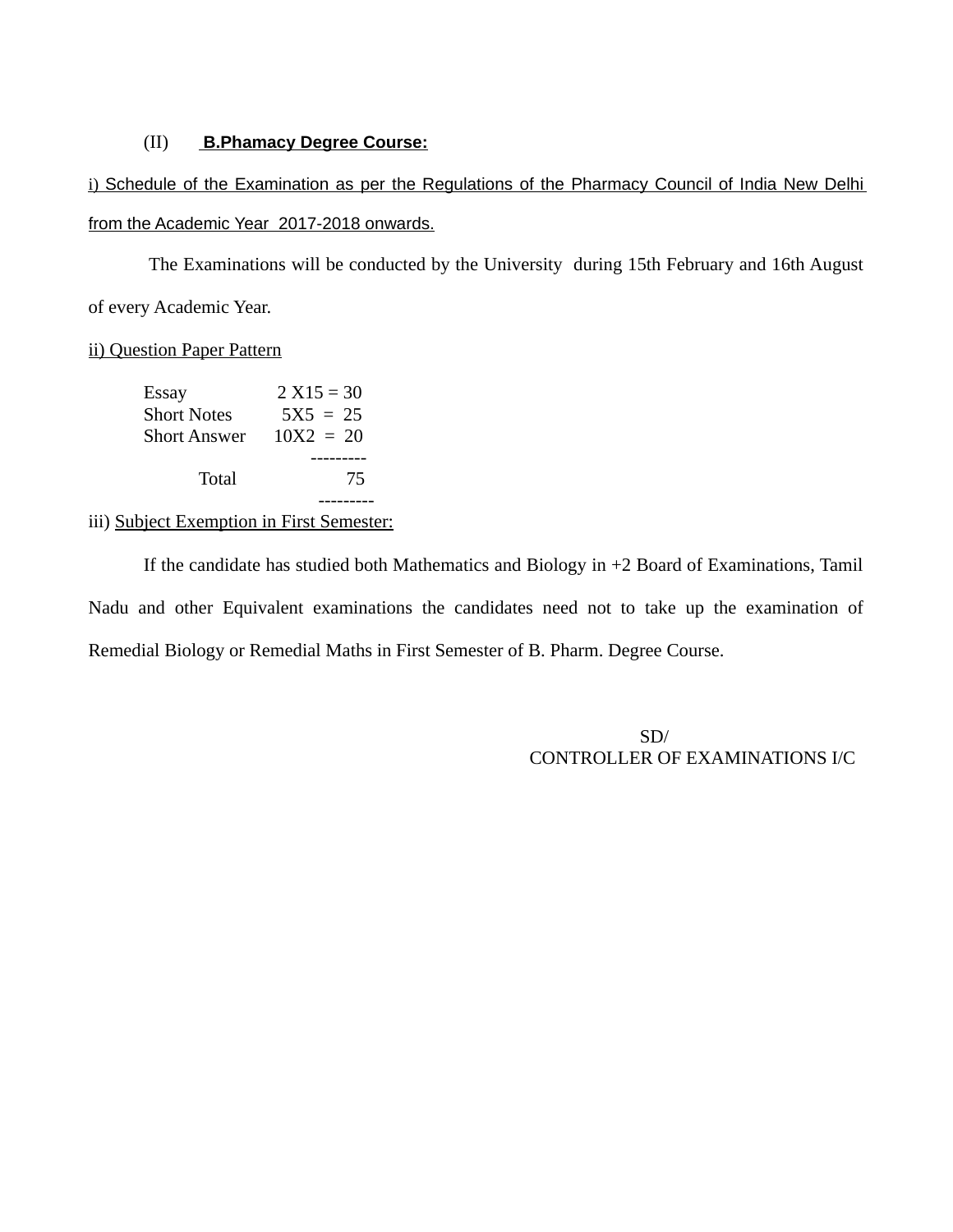(II) **B.Phamacy Degree Course:**

i) Schedule of the Examination as per the Regulations of the Pharmacy Council of India New Delhi from the Academic Year 2017-2018 onwards.

The Examinations will be conducted by the University during 15th February and 16th August of every Academic Year.

ii) Question Paper Pattern

| | |
|---|---|
| Essay | 2 X15 = 30 |
| Short Notes | 5X5 = 25 |
| Short Answer | 10X2 = 20 |
| Total | 75 |

iii) Subject Exemption in First Semester:

If the candidate has studied both Mathematics and Biology in +2 Board of Examinations, Tamil Nadu and other Equivalent examinations the candidates need not to take up the examination of Remedial Biology or Remedial Maths in First Semester of B. Pharm. Degree Course.

SD/
CONTROLLER OF EXAMINATIONS I/C